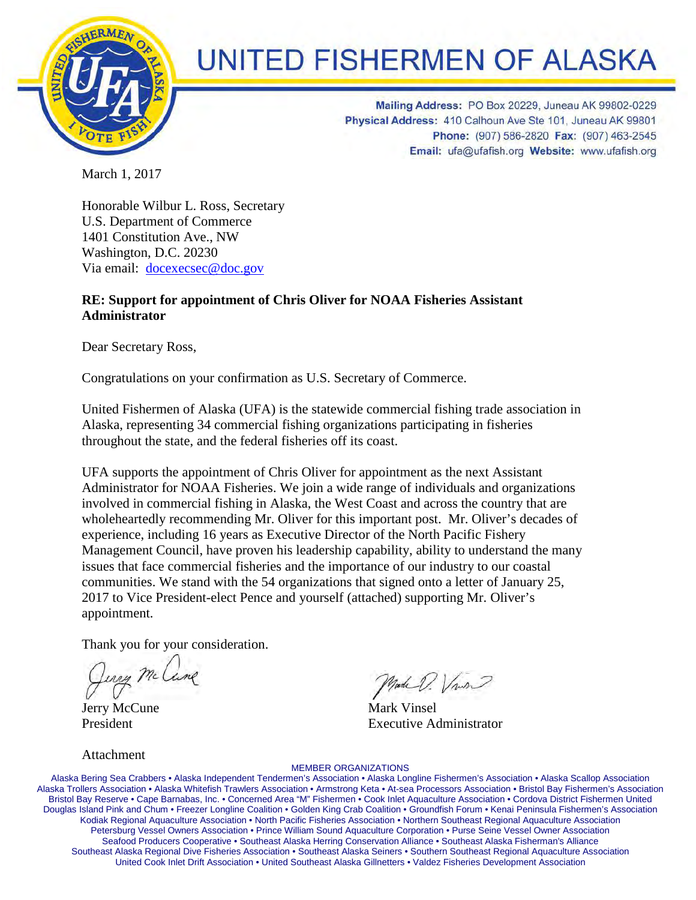# UNITED FISHERMEN OF ALASKA

**Mailing Address:** PO Box 20229, Juneau AK 99802-0229
**Physical Address:** 410 Calhoun Ave Ste 101, Juneau AK 99801
**Phone:** (907) 586-2820 **Fax:** (907) 463-2545
**Email:** ufa@ufafish.org **Website:** www.ufafish.org

March 1, 2017

Honorable Wilbur L. Ross, Secretary
U.S. Department of Commerce
1401 Constitution Ave., NW
Washington, D.C. 20230
Via email: docexecsec@doc.gov

**RE: Support for appointment of Chris Oliver for NOAA Fisheries Assistant Administrator**

Dear Secretary Ross,

Congratulations on your confirmation as U.S. Secretary of Commerce.

United Fishermen of Alaska (UFA) is the statewide commercial fishing trade association in Alaska, representing 34 commercial fishing organizations participating in fisheries throughout the state, and the federal fisheries off its coast.

UFA supports the appointment of Chris Oliver for appointment as the next Assistant Administrator for NOAA Fisheries. We join a wide range of individuals and organizations involved in commercial fishing in Alaska, the West Coast and across the country that are wholeheartedly recommending Mr. Oliver for this important post. Mr. Oliver's decades of experience, including 16 years as Executive Director of the North Pacific Fishery Management Council, have proven his leadership capability, ability to understand the many issues that face commercial fisheries and the importance of our industry to our coastal communities. We stand with the 54 organizations that signed onto a letter of January 25, 2017 to Vice President-elect Pence and yourself (attached) supporting Mr. Oliver's appointment.

Thank you for your consideration.

Jerry McCune
President

Mark Vinsel
Executive Administrator

Attachment

MEMBER ORGANIZATIONS

Alaska Bering Sea Crabbers • Alaska Independent Tendermen's Association • Alaska Longline Fishermen's Association • Alaska Scallop Association
Alaska Trollers Association • Alaska Whitefish Trawlers Association • Armstrong Keta • At-sea Processors Association • Bristol Bay Fishermen's Association
Bristol Bay Reserve • Cape Barnabas, Inc. • Concerned Area "M" Fishermen • Cook Inlet Aquaculture Association • Cordova District Fishermen United
Douglas Island Pink and Chum • Freezer Longline Coalition • Golden King Crab Coalition • Groundfish Forum • Kenai Peninsula Fishermen's Association
Kodiak Regional Aquaculture Association • North Pacific Fisheries Association • Northern Southeast Regional Aquaculture Association
Petersburg Vessel Owners Association • Prince William Sound Aquaculture Corporation • Purse Seine Vessel Owner Association
Seafood Producers Cooperative • Southeast Alaska Herring Conservation Alliance • Southeast Alaska Fisherman's Alliance
Southeast Alaska Regional Dive Fisheries Association • Southeast Alaska Seiners • Southern Southeast Regional Aquaculture Association
United Cook Inlet Drift Association • United Southeast Alaska Gillnetters • Valdez Fisheries Development Association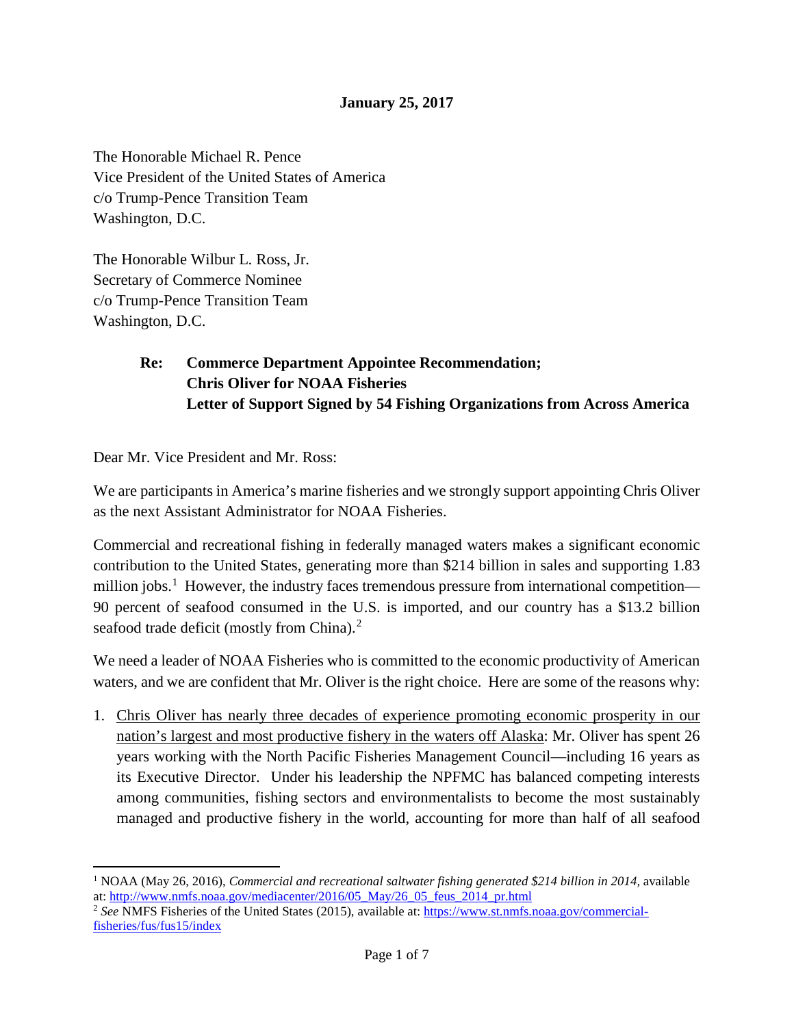**January 25, 2017**

The Honorable Michael R. Pence
Vice President of the United States of America
c/o Trump-Pence Transition Team
Washington, D.C.

The Honorable Wilbur L. Ross, Jr.
Secretary of Commerce Nominee
c/o Trump-Pence Transition Team
Washington, D.C.

**Re: Commerce Department Appointee Recommendation;
Chris Oliver for NOAA Fisheries
Letter of Support Signed by 54 Fishing Organizations from Across America**

Dear Mr. Vice President and Mr. Ross:

We are participants in America's marine fisheries and we strongly support appointing Chris Oliver as the next Assistant Administrator for NOAA Fisheries.

Commercial and recreational fishing in federally managed waters makes a significant economic contribution to the United States, generating more than $214 billion in sales and supporting 1.83 million jobs.[1] However, the industry faces tremendous pressure from international competition—90 percent of seafood consumed in the U.S. is imported, and our country has a $13.2 billion seafood trade deficit (mostly from China).[2]

We need a leader of NOAA Fisheries who is committed to the economic productivity of American waters, and we are confident that Mr. Oliver is the right choice. Here are some of the reasons why:

1. <u>Chris Oliver has nearly three decades of experience promoting economic prosperity in our nation's largest and most productive fishery in the waters off Alaska</u>: Mr. Oliver has spent 26 years working with the North Pacific Fisheries Management Council—including 16 years as its Executive Director. Under his leadership the NPFMC has balanced competing interests among communities, fishing sectors and environmentalists to become the most sustainably managed and productive fishery in the world, accounting for more than half of all seafood

---

[1] NOAA (May 26, 2016), *Commercial and recreational saltwater fishing generated $214 billion in 2014,* available at: http://www.nmfs.noaa.gov/mediacenter/2016/05_May/26_05_feus_2014_pr.html

[2] *See* NMFS Fisheries of the United States (2015), available at: https://www.st.nmfs.noaa.gov/commercial-fisheries/fus/fus15/index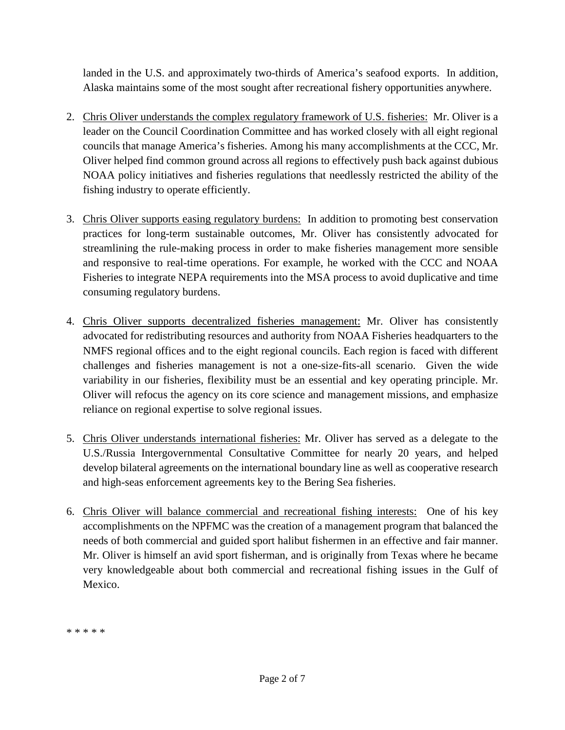landed in the U.S. and approximately two-thirds of America's seafood exports. In addition, Alaska maintains some of the most sought after recreational fishery opportunities anywhere.

2. Chris Oliver understands the complex regulatory framework of U.S. fisheries: Mr. Oliver is a leader on the Council Coordination Committee and has worked closely with all eight regional councils that manage America's fisheries. Among his many accomplishments at the CCC, Mr. Oliver helped find common ground across all regions to effectively push back against dubious NOAA policy initiatives and fisheries regulations that needlessly restricted the ability of the fishing industry to operate efficiently.

3. Chris Oliver supports easing regulatory burdens: In addition to promoting best conservation practices for long-term sustainable outcomes, Mr. Oliver has consistently advocated for streamlining the rule-making process in order to make fisheries management more sensible and responsive to real-time operations. For example, he worked with the CCC and NOAA Fisheries to integrate NEPA requirements into the MSA process to avoid duplicative and time consuming regulatory burdens.

4. Chris Oliver supports decentralized fisheries management: Mr. Oliver has consistently advocated for redistributing resources and authority from NOAA Fisheries headquarters to the NMFS regional offices and to the eight regional councils. Each region is faced with different challenges and fisheries management is not a one-size-fits-all scenario. Given the wide variability in our fisheries, flexibility must be an essential and key operating principle. Mr. Oliver will refocus the agency on its core science and management missions, and emphasize reliance on regional expertise to solve regional issues.

5. Chris Oliver understands international fisheries: Mr. Oliver has served as a delegate to the U.S./Russia Intergovernmental Consultative Committee for nearly 20 years, and helped develop bilateral agreements on the international boundary line as well as cooperative research and high-seas enforcement agreements key to the Bering Sea fisheries.

6. Chris Oliver will balance commercial and recreational fishing interests: One of his key accomplishments on the NPFMC was the creation of a management program that balanced the needs of both commercial and guided sport halibut fishermen in an effective and fair manner. Mr. Oliver is himself an avid sport fisherman, and is originally from Texas where he became very knowledgeable about both commercial and recreational fishing issues in the Gulf of Mexico.

* * * * *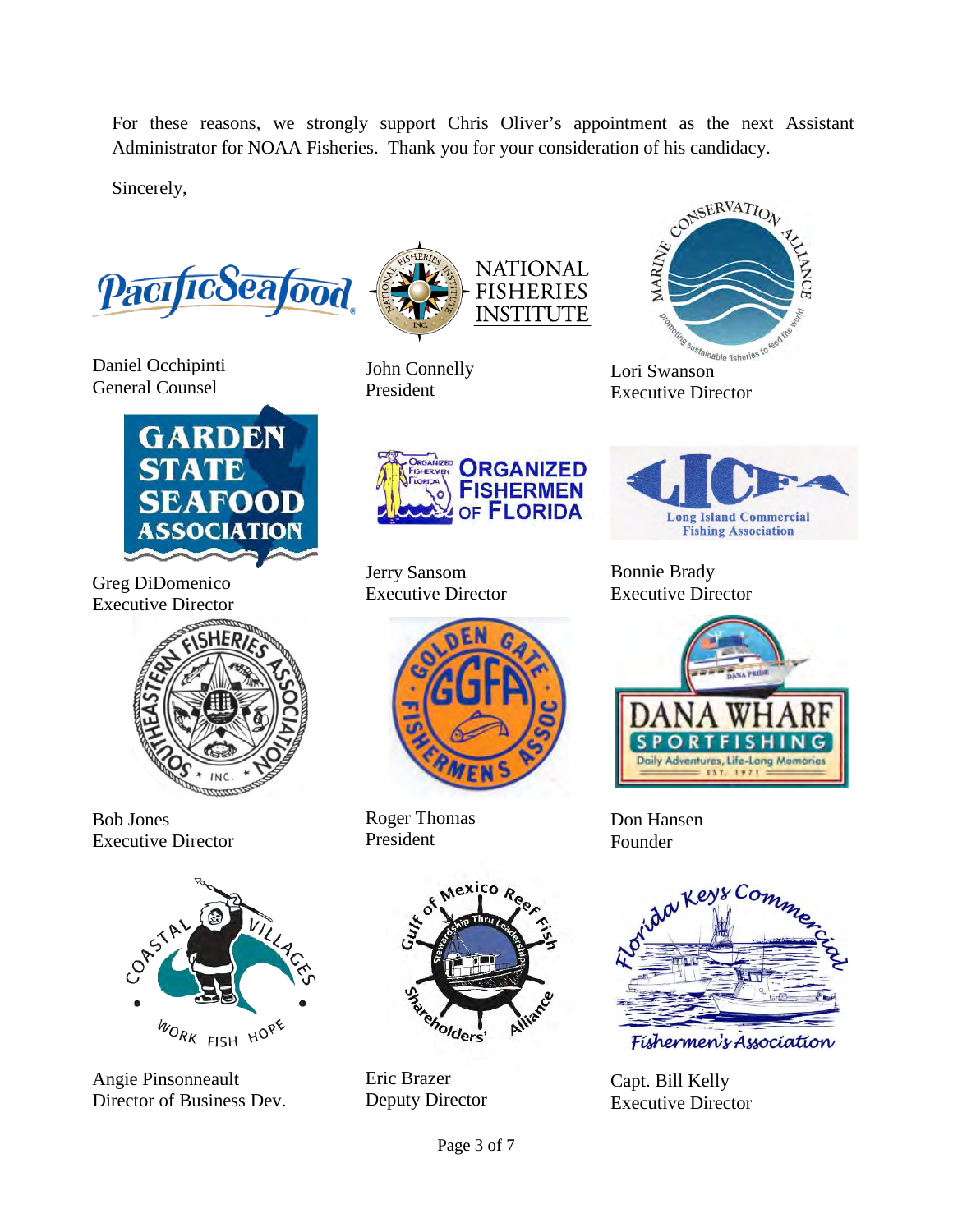For these reasons, we strongly support Chris Oliver's appointment as the next Assistant Administrator for NOAA Fisheries. Thank you for your consideration of his candidacy.

Sincerely,

Pacific Seafood
Daniel Occhipinti
General Counsel

National Fisheries Institute
John Connelly
President

Marine Conservation Alliance
Lori Swanson
Executive Director

Garden State Seafood Association
Greg DiDomenico
Executive Director

Organized Fishermen of Florida
Jerry Sansom
Executive Director

Long Island Commercial Fishing Association
Bonnie Brady
Executive Director

Southeastern Fisheries Association, Inc.
Bob Jones
Executive Director

Golden Gate Fishermen's Assoc.
Roger Thomas
President

Dana Wharf Sportfishing
Don Hansen
Founder

Coastal Villages
Angie Pinsonneault
Director of Business Dev.

Gulf of Mexico Reef Fish Shareholders' Alliance
Eric Brazer
Deputy Director

Florida Keys Commercial Fishermen's Association
Capt. Bill Kelly
Executive Director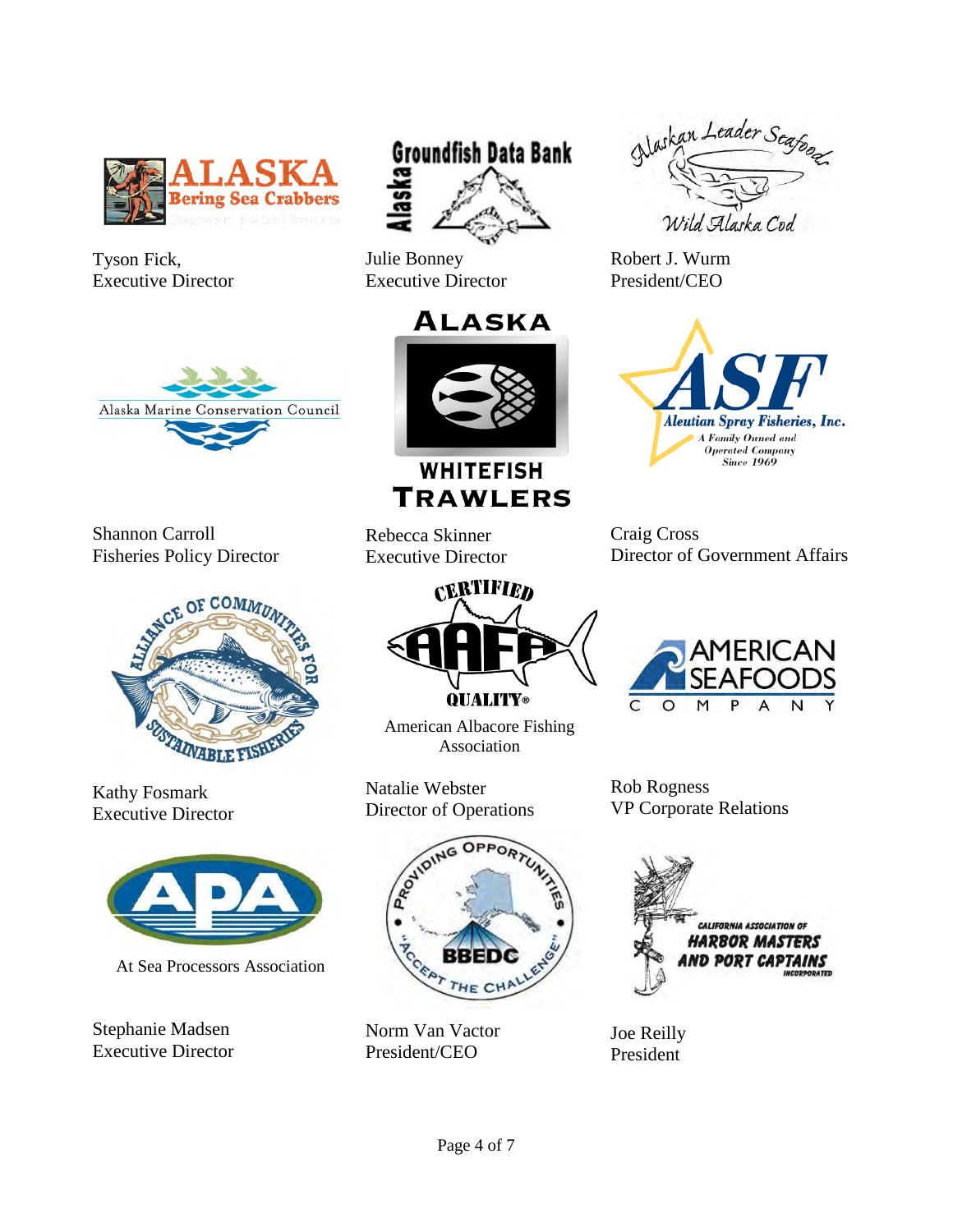ALASKA Bering Sea Crabbers

Tyson Fick,
Executive Director

Alaska Groundfish Data Bank

Julie Bonney
Executive Director

Alaskan Leader Seafoods
Wild Alaska Cod

Robert J. Wurm
President/CEO

Alaska Marine Conservation Council

Shannon Carroll
Fisheries Policy Director

ALASKA WHITEFISH TRAWLERS

Rebecca Skinner
Executive Director

ASF Aleutian Spray Fisheries, Inc.
A Family Owned and Operated Company Since 1969

Craig Cross
Director of Government Affairs

ALLIANCE OF COMMUNITIES FOR SUSTAINABLE FISHERIES

Kathy Fosmark
Executive Director

CERTIFIED AAFA QUALITY®

American Albacore Fishing Association

Natalie Webster
Director of Operations

AMERICAN SEAFOODS COMPANY

Rob Rogness
VP Corporate Relations

APA

At Sea Processors Association

Stephanie Madsen
Executive Director

PROVIDING OPPORTUNITIES BBEDC "ACCEPT THE CHALLENGE"

Norm Van Vactor
President/CEO

CALIFORNIA ASSOCIATION OF HARBOR MASTERS AND PORT CAPTAINS INCORPORATED

Joe Reilly
President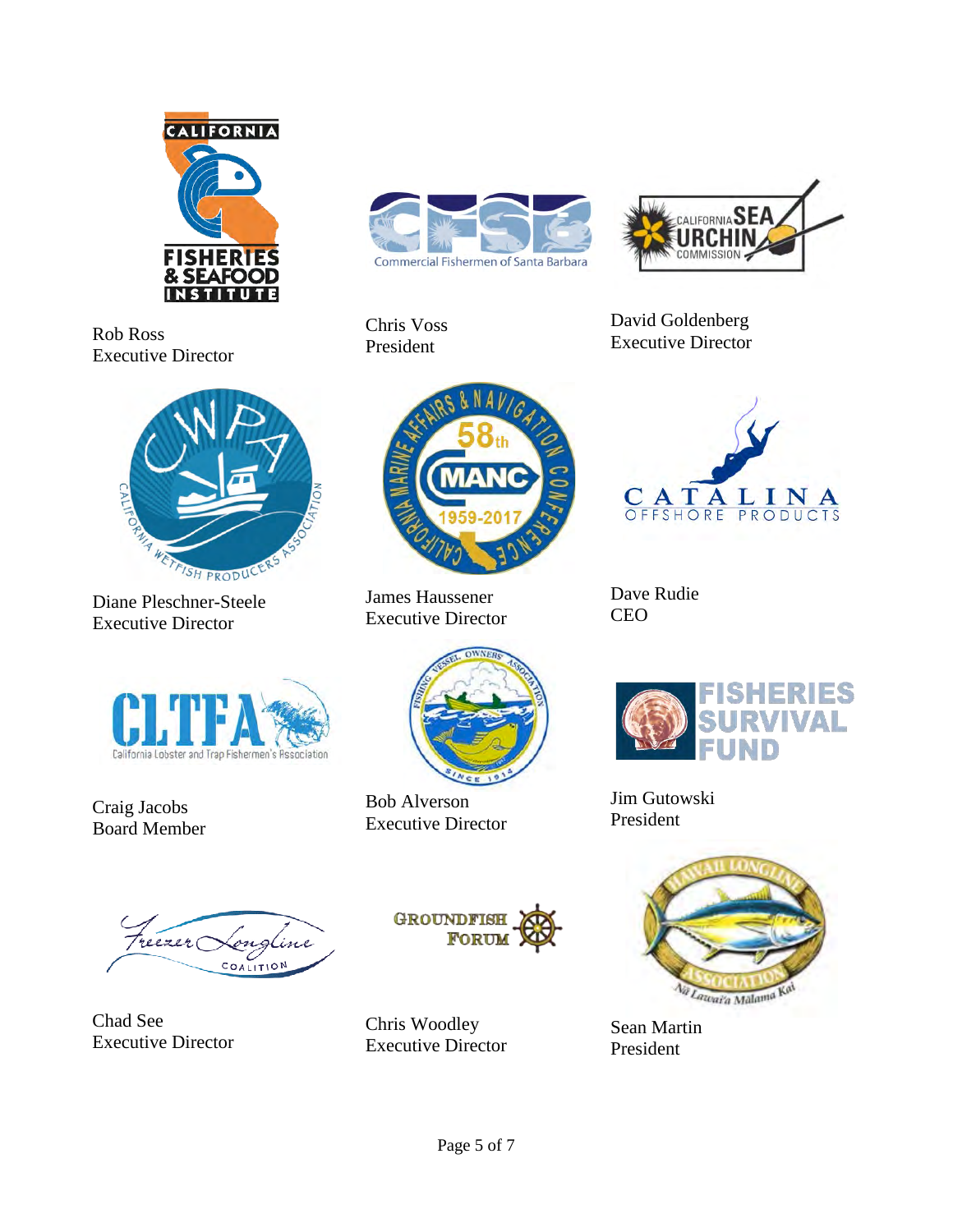Rob Ross
Executive Director

Chris Voss
President

David Goldenberg
Executive Director

Diane Pleschner-Steele
Executive Director

James Haussener
Executive Director

Dave Rudie
CEO

Craig Jacobs
Board Member

Bob Alverson
Executive Director

Jim Gutowski
President

Chad See
Executive Director

Chris Woodley
Executive Director

Sean Martin
President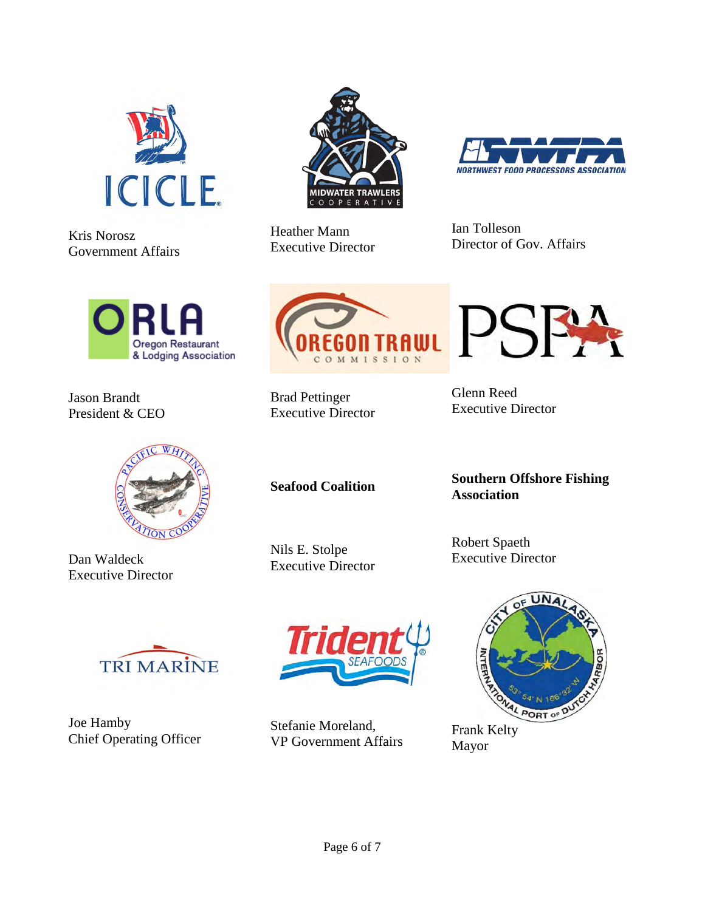Kris Norosz
Government Affairs

Heather Mann
Executive Director

Ian Tolleson
Director of Gov. Affairs

Jason Brandt
President & CEO

Brad Pettinger
Executive Director

Glenn Reed
Executive Director

Dan Waldeck
Executive Director

**Seafood Coalition**

Nils E. Stolpe
Executive Director

**Southern Offshore Fishing Association**

Robert Spaeth
Executive Director

Joe Hamby
Chief Operating Officer

Stefanie Moreland,
VP Government Affairs

Frank Kelty
Mayor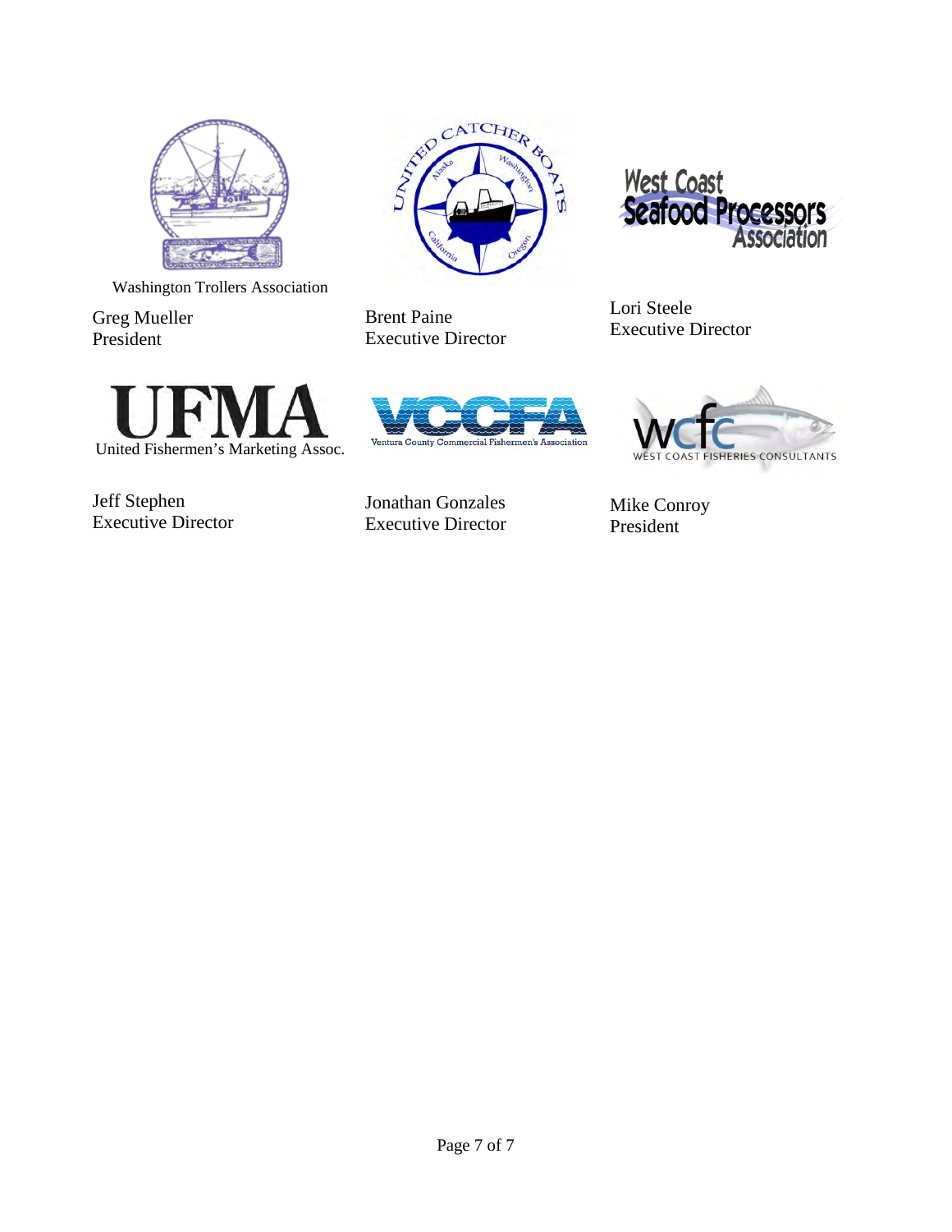Washington Trollers Association

Greg Mueller
President

United Catcher Boats

Brent Paine
Executive Director

West Coast Seafood Processors Association

Lori Steele
Executive Director

UFMA
United Fishermen's Marketing Assoc.

Jeff Stephen
Executive Director

VCCFA
Ventura County Commercial Fishermen's Association

Jonathan Gonzales
Executive Director

wcfc
WEST COAST FISHERIES CONSULTANTS

Mike Conroy
President